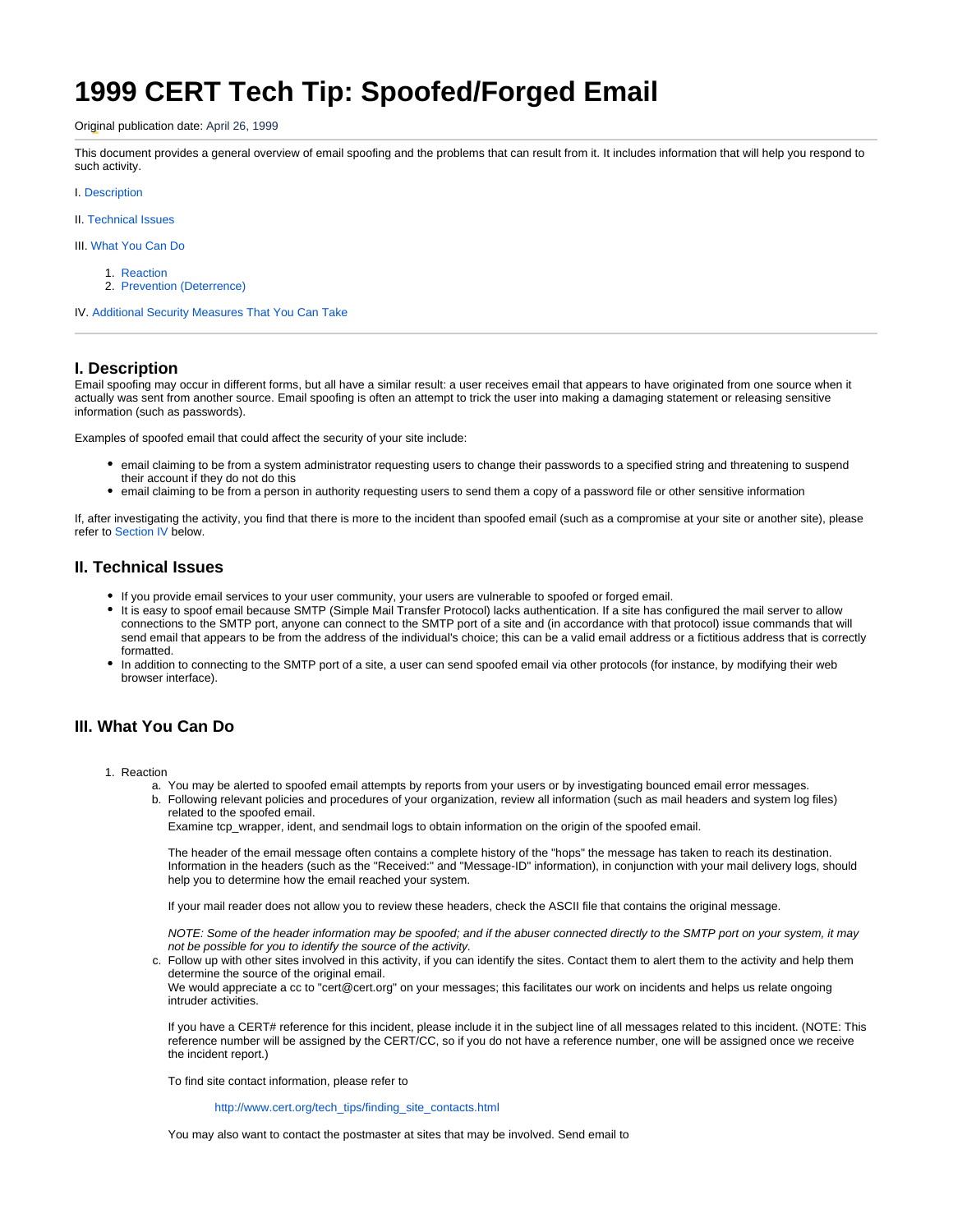# 1999 CERT Tech Tip: Spoofed/Forged Email

Original publication date: April 26, 1999

---

This document provides a general overview of email spoofing and the problems that can result from it. It includes information that will help you respond to such activity.

I. Description

II. Technical Issues

III. What You Can Do

1. Reaction
2. Prevention (Deterrence)

IV. Additional Security Measures That You Can Take

---

## I. Description

Email spoofing may occur in different forms, but all have a similar result: a user receives email that appears to have originated from one source when it actually was sent from another source. Email spoofing is often an attempt to trick the user into making a damaging statement or releasing sensitive information (such as passwords).

Examples of spoofed email that could affect the security of your site include:

- email claiming to be from a system administrator requesting users to change their passwords to a specified string and threatening to suspend their account if they do not do this
- email claiming to be from a person in authority requesting users to send them a copy of a password file or other sensitive information

If, after investigating the activity, you find that there is more to the incident than spoofed email (such as a compromise at your site or another site), please refer to Section IV below.

## II. Technical Issues

- If you provide email services to your user community, your users are vulnerable to spoofed or forged email.
- It is easy to spoof email because SMTP (Simple Mail Transfer Protocol) lacks authentication. If a site has configured the mail server to allow connections to the SMTP port, anyone can connect to the SMTP port of a site and (in accordance with that protocol) issue commands that will send email that appears to be from the address of the individual's choice; this can be a valid email address or a fictitious address that is correctly formatted.
- In addition to connecting to the SMTP port of a site, a user can send spoofed email via other protocols (for instance, by modifying their web browser interface).

## III. What You Can Do

1. Reaction
   a. You may be alerted to spoofed email attempts by reports from your users or by investigating bounced email error messages.
   b. Following relevant policies and procedures of your organization, review all information (such as mail headers and system log files) related to the spoofed email.
      Examine tcp_wrapper, ident, and sendmail logs to obtain information on the origin of the spoofed email.

      The header of the email message often contains a complete history of the "hops" the message has taken to reach its destination. Information in the headers (such as the "Received:" and "Message-ID" information), in conjunction with your mail delivery logs, should help you to determine how the email reached your system.

      If your mail reader does not allow you to review these headers, check the ASCII file that contains the original message.

      *NOTE: Some of the header information may be spoofed; and if the abuser connected directly to the SMTP port on your system, it may not be possible for you to identify the source of the activity.*
   c. Follow up with other sites involved in this activity, if you can identify the sites. Contact them to alert them to the activity and help them determine the source of the original email.
      We would appreciate a cc to "cert@cert.org" on your messages; this facilitates our work on incidents and helps us relate ongoing intruder activities.

      If you have a CERT# reference for this incident, please include it in the subject line of all messages related to this incident. (NOTE: This reference number will be assigned by the CERT/CC, so if you do not have a reference number, one will be assigned once we receive the incident report.)

      To find site contact information, please refer to

      > http://www.cert.org/tech_tips/finding_site_contacts.html

      You may also want to contact the postmaster at sites that may be involved. Send email to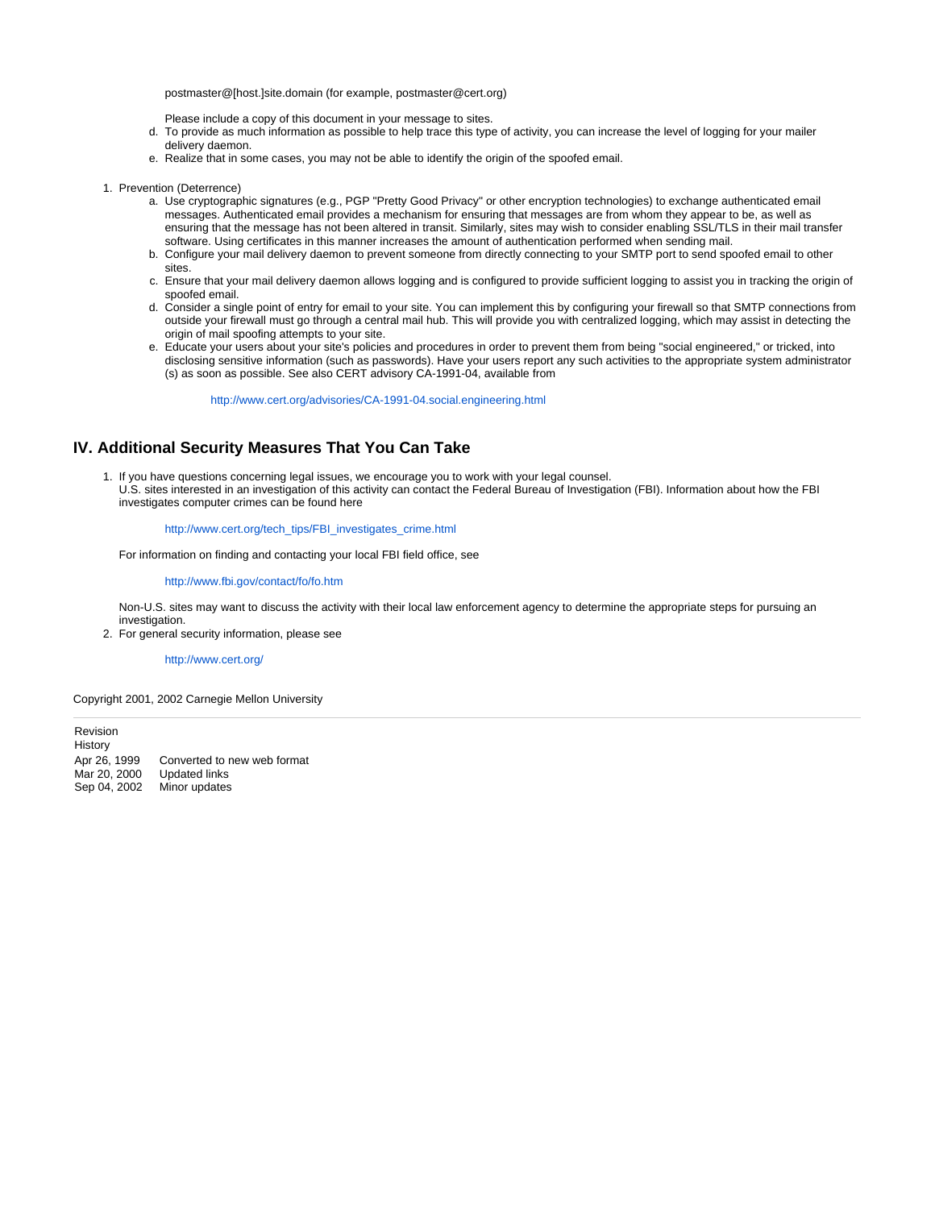postmaster@[host.]site.domain (for example, postmaster@cert.org)

Please include a copy of this document in your message to sites.

d. To provide as much information as possible to help trace this type of activity, you can increase the level of logging for your mailer delivery daemon.
e. Realize that in some cases, you may not be able to identify the origin of the spoofed email.

1. Prevention (Deterrence)
   a. Use cryptographic signatures (e.g., PGP "Pretty Good Privacy" or other encryption technologies) to exchange authenticated email messages. Authenticated email provides a mechanism for ensuring that messages are from whom they appear to be, as well as ensuring that the message has not been altered in transit. Similarly, sites may wish to consider enabling SSL/TLS in their mail transfer software. Using certificates in this manner increases the amount of authentication performed when sending mail.
   b. Configure your mail delivery daemon to prevent someone from directly connecting to your SMTP port to send spoofed email to other sites.
   c. Ensure that your mail delivery daemon allows logging and is configured to provide sufficient logging to assist you in tracking the origin of spoofed email.
   d. Consider a single point of entry for email to your site. You can implement this by configuring your firewall so that SMTP connections from outside your firewall must go through a central mail hub. This will provide you with centralized logging, which may assist in detecting the origin of mail spoofing attempts to your site.
   e. Educate your users about your site's policies and procedures in order to prevent them from being "social engineered," or tricked, into disclosing sensitive information (such as passwords). Have your users report any such activities to the appropriate system administrator (s) as soon as possible. See also CERT advisory CA-1991-04, available from

      http://www.cert.org/advisories/CA-1991-04.social.engineering.html

## IV. Additional Security Measures That You Can Take

1. If you have questions concerning legal issues, we encourage you to work with your legal counsel.
   U.S. sites interested in an investigation of this activity can contact the Federal Bureau of Investigation (FBI). Information about how the FBI investigates computer crimes can be found here

   http://www.cert.org/tech_tips/FBI_investigates_crime.html

   For information on finding and contacting your local FBI field office, see

   http://www.fbi.gov/contact/fo/fo.htm

   Non-U.S. sites may want to discuss the activity with their local law enforcement agency to determine the appropriate steps for pursuing an investigation.
2. For general security information, please see

   http://www.cert.org/

Copyright 2001, 2002 Carnegie Mellon University

| Revision History | |
|---|---|
| Apr 26, 1999 | Converted to new web format |
| Mar 20, 2000 | Updated links |
| Sep 04, 2002 | Minor updates |